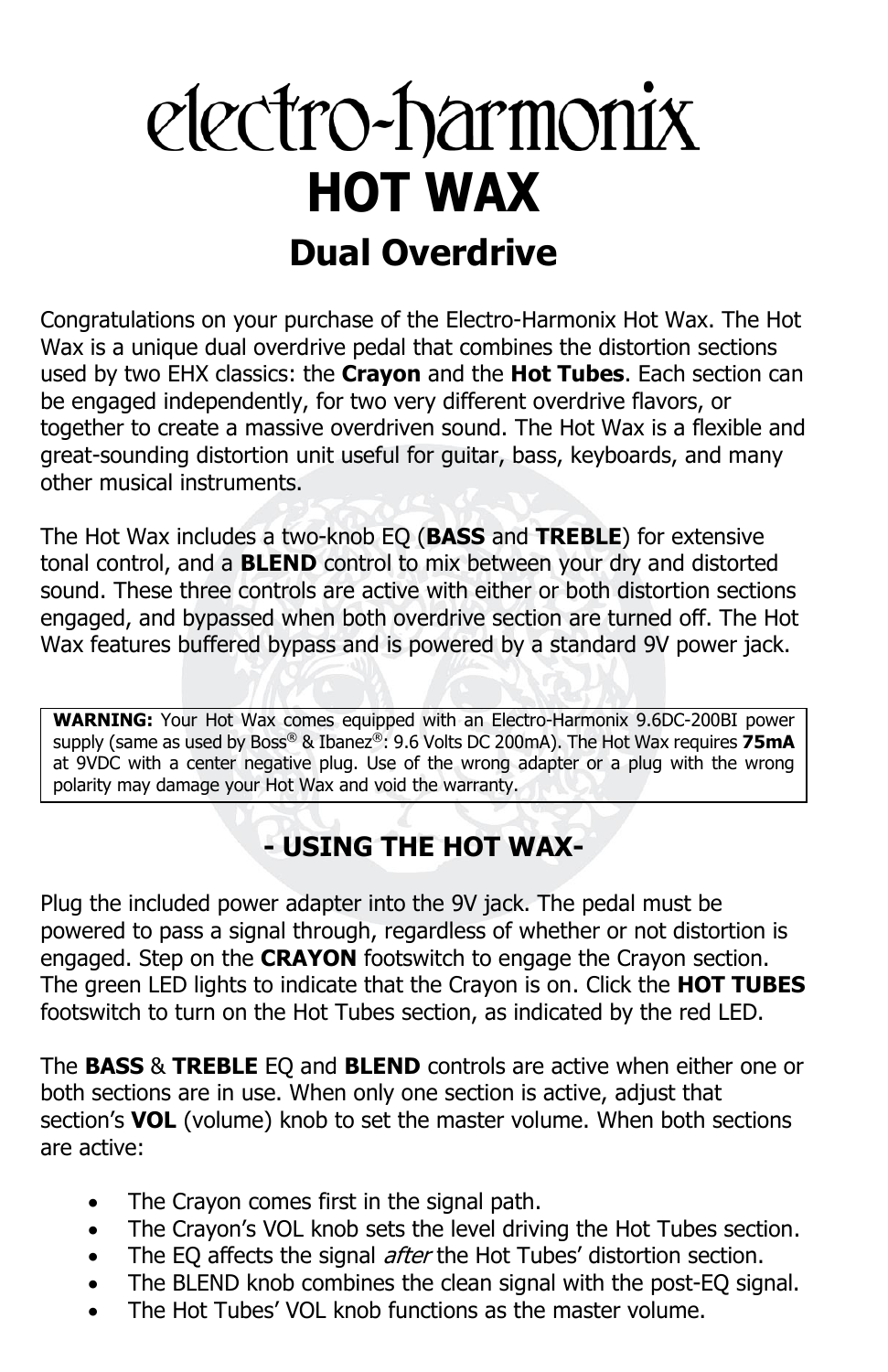# electro-harmonix
# HOT WAX
## Dual Overdrive

Congratulations on your purchase of the Electro-Harmonix Hot Wax. The Hot Wax is a unique dual overdrive pedal that combines the distortion sections used by two EHX classics: the **Crayon** and the **Hot Tubes**. Each section can be engaged independently, for two very different overdrive flavors, or together to create a massive overdriven sound. The Hot Wax is a flexible and great-sounding distortion unit useful for guitar, bass, keyboards, and many other musical instruments.

The Hot Wax includes a two-knob EQ (**BASS** and **TREBLE**) for extensive tonal control, and a **BLEND** control to mix between your dry and distorted sound. These three controls are active with either or both distortion sections engaged, and bypassed when both overdrive section are turned off. The Hot Wax features buffered bypass and is powered by a standard 9V power jack.

> **WARNING:** Your Hot Wax comes equipped with an Electro-Harmonix 9.6DC-200BI power supply (same as used by Boss® & Ibanez®: 9.6 Volts DC 200mA). The Hot Wax requires **75mA** at 9VDC with a center negative plug. Use of the wrong adapter or a plug with the wrong polarity may damage your Hot Wax and void the warranty.

## - USING THE HOT WAX-

Plug the included power adapter into the 9V jack. The pedal must be powered to pass a signal through, regardless of whether or not distortion is engaged. Step on the **CRAYON** footswitch to engage the Crayon section. The green LED lights to indicate that the Crayon is on. Click the **HOT TUBES** footswitch to turn on the Hot Tubes section, as indicated by the red LED.

The **BASS** & **TREBLE** EQ and **BLEND** controls are active when either one or both sections are in use. When only one section is active, adjust that section's **VOL** (volume) knob to set the master volume. When both sections are active:

- The Crayon comes first in the signal path.
- The Crayon's VOL knob sets the level driving the Hot Tubes section.
- The EQ affects the signal *after* the Hot Tubes' distortion section.
- The BLEND knob combines the clean signal with the post-EQ signal.
- The Hot Tubes' VOL knob functions as the master volume.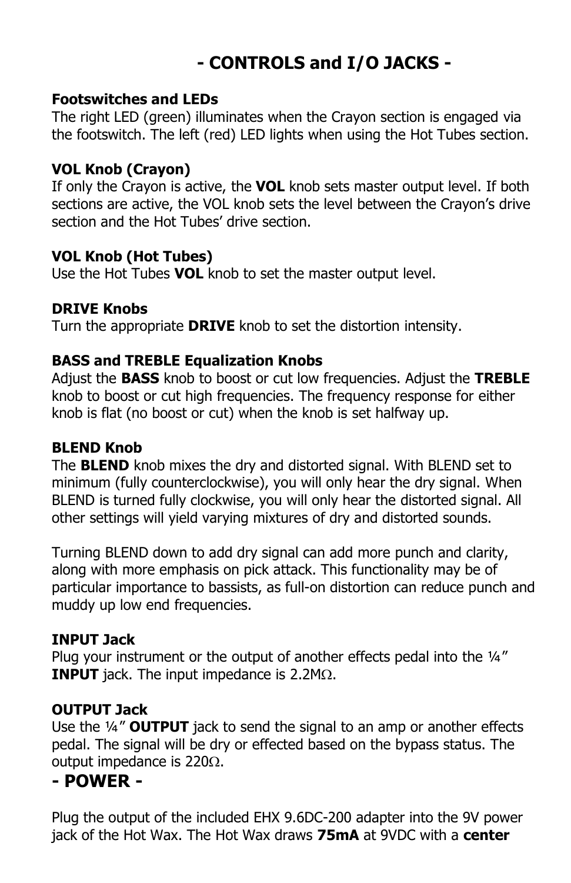# - CONTROLS and I/O JACKS -

**Footswitches and LEDs**
The right LED (green) illuminates when the Crayon section is engaged via the footswitch. The left (red) LED lights when using the Hot Tubes section.

**VOL Knob (Crayon)**
If only the Crayon is active, the **VOL** knob sets master output level. If both sections are active, the VOL knob sets the level between the Crayon's drive section and the Hot Tubes' drive section.

**VOL Knob (Hot Tubes)**
Use the Hot Tubes **VOL** knob to set the master output level.

**DRIVE Knobs**
Turn the appropriate **DRIVE** knob to set the distortion intensity.

**BASS and TREBLE Equalization Knobs**
Adjust the **BASS** knob to boost or cut low frequencies. Adjust the **TREBLE** knob to boost or cut high frequencies. The frequency response for either knob is flat (no boost or cut) when the knob is set halfway up.

**BLEND Knob**
The **BLEND** knob mixes the dry and distorted signal. With BLEND set to minimum (fully counterclockwise), you will only hear the dry signal. When BLEND is turned fully clockwise, you will only hear the distorted signal. All other settings will yield varying mixtures of dry and distorted sounds.

Turning BLEND down to add dry signal can add more punch and clarity, along with more emphasis on pick attack. This functionality may be of particular importance to bassists, as full-on distortion can reduce punch and muddy up low end frequencies.

**INPUT Jack**
Plug your instrument or the output of another effects pedal into the ¼" **INPUT** jack. The input impedance is 2.2MΩ.

**OUTPUT Jack**
Use the ¼" **OUTPUT** jack to send the signal to an amp or another effects pedal. The signal will be dry or effected based on the bypass status. The output impedance is 220Ω.

# - POWER -

Plug the output of the included EHX 9.6DC-200 adapter into the 9V power jack of the Hot Wax. The Hot Wax draws **75mA** at 9VDC with a **center**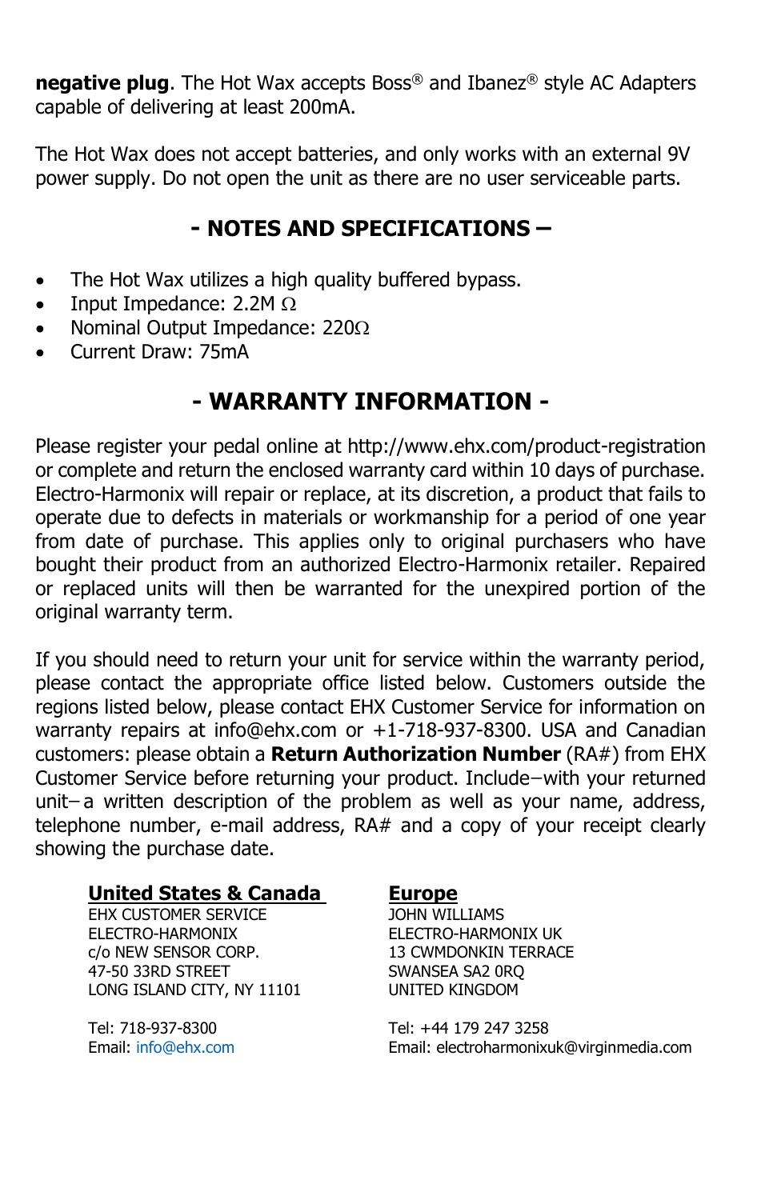**negative plug**. The Hot Wax accepts Boss® and Ibanez® style AC Adapters capable of delivering at least 200mA.

The Hot Wax does not accept batteries, and only works with an external 9V power supply. Do not open the unit as there are no user serviceable parts.

## - NOTES AND SPECIFICATIONS –

- The Hot Wax utilizes a high quality buffered bypass.
- Input Impedance: 2.2M Ω
- Nominal Output Impedance: 220Ω
- Current Draw: 75mA

## - WARRANTY INFORMATION -

Please register your pedal online at http://www.ehx.com/product-registration or complete and return the enclosed warranty card within 10 days of purchase. Electro-Harmonix will repair or replace, at its discretion, a product that fails to operate due to defects in materials or workmanship for a period of one year from date of purchase. This applies only to original purchasers who have bought their product from an authorized Electro-Harmonix retailer. Repaired or replaced units will then be warranted for the unexpired portion of the original warranty term.

If you should need to return your unit for service within the warranty period, please contact the appropriate office listed below. Customers outside the regions listed below, please contact EHX Customer Service for information on warranty repairs at info@ehx.com or +1-718-937-8300. USA and Canadian customers: please obtain a **Return Authorization Number** (RA#) from EHX Customer Service before returning your product. Include−with your returned unit− a written description of the problem as well as your name, address, telephone number, e-mail address, RA# and a copy of your receipt clearly showing the purchase date.

**United States & Canada**

EHX CUSTOMER SERVICE
ELECTRO-HARMONIX
c/o NEW SENSOR CORP.
47-50 33RD STREET
LONG ISLAND CITY, NY 11101

Tel: 718-937-8300
Email: info@ehx.com

**Europe**

JOHN WILLIAMS
ELECTRO-HARMONIX UK
13 CWMDONKIN TERRACE
SWANSEA SA2 0RQ
UNITED KINGDOM

Tel: +44 179 247 3258
Email: electroharmonixuk@virginmedia.com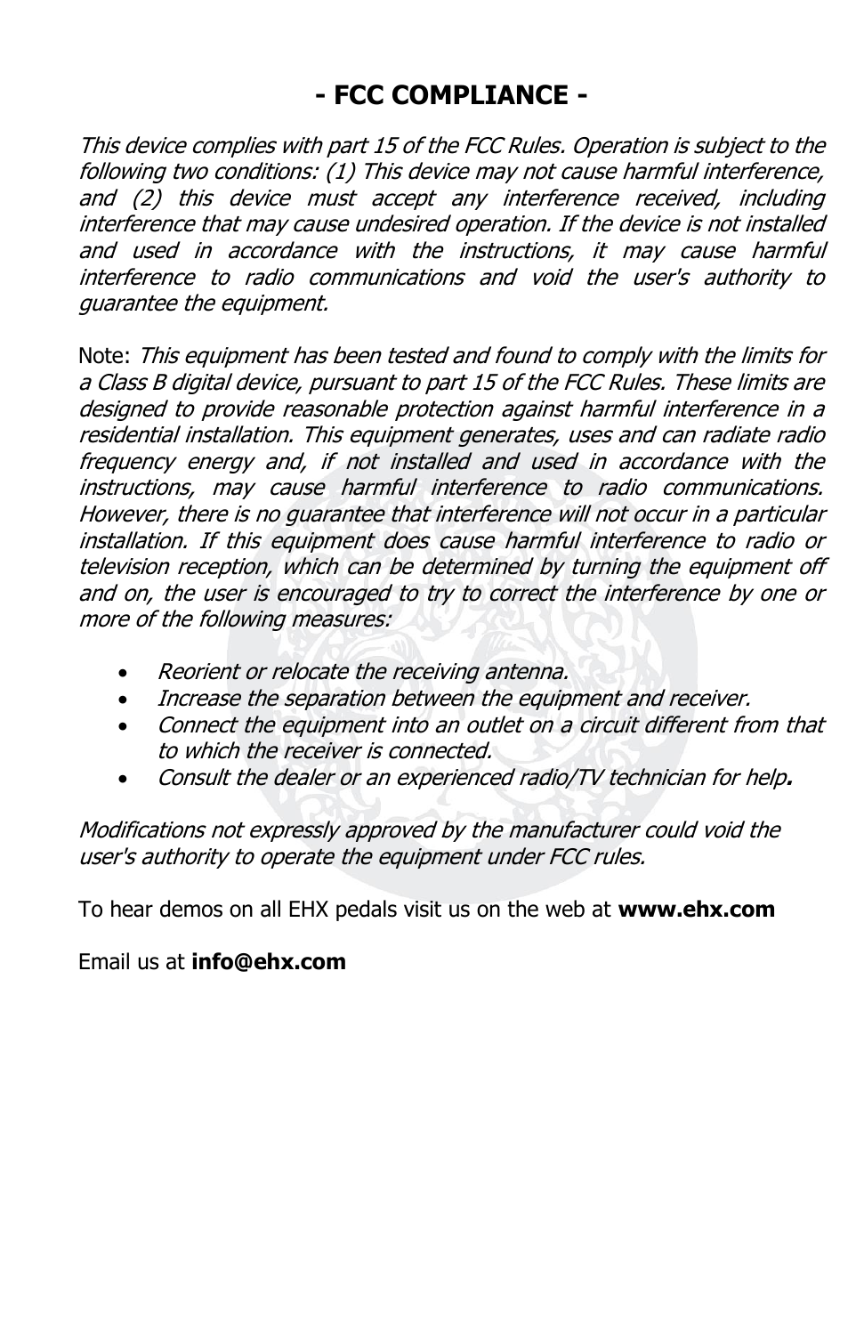## - FCC COMPLIANCE -

*This device complies with part 15 of the FCC Rules. Operation is subject to the following two conditions: (1) This device may not cause harmful interference, and (2) this device must accept any interference received, including interference that may cause undesired operation. If the device is not installed and used in accordance with the instructions, it may cause harmful interference to radio communications and void the user's authority to guarantee the equipment.*

Note: *This equipment has been tested and found to comply with the limits for a Class B digital device, pursuant to part 15 of the FCC Rules. These limits are designed to provide reasonable protection against harmful interference in a residential installation. This equipment generates, uses and can radiate radio frequency energy and, if not installed and used in accordance with the instructions, may cause harmful interference to radio communications. However, there is no guarantee that interference will not occur in a particular installation. If this equipment does cause harmful interference to radio or television reception, which can be determined by turning the equipment off and on, the user is encouraged to try to correct the interference by one or more of the following measures:*

- *Reorient or relocate the receiving antenna.*
- *Increase the separation between the equipment and receiver.*
- *Connect the equipment into an outlet on a circuit different from that to which the receiver is connected.*
- *Consult the dealer or an experienced radio/TV technician for help.*

*Modifications not expressly approved by the manufacturer could void the user's authority to operate the equipment under FCC rules.*

To hear demos on all EHX pedals visit us on the web at **www.ehx.com**

Email us at **info@ehx.com**